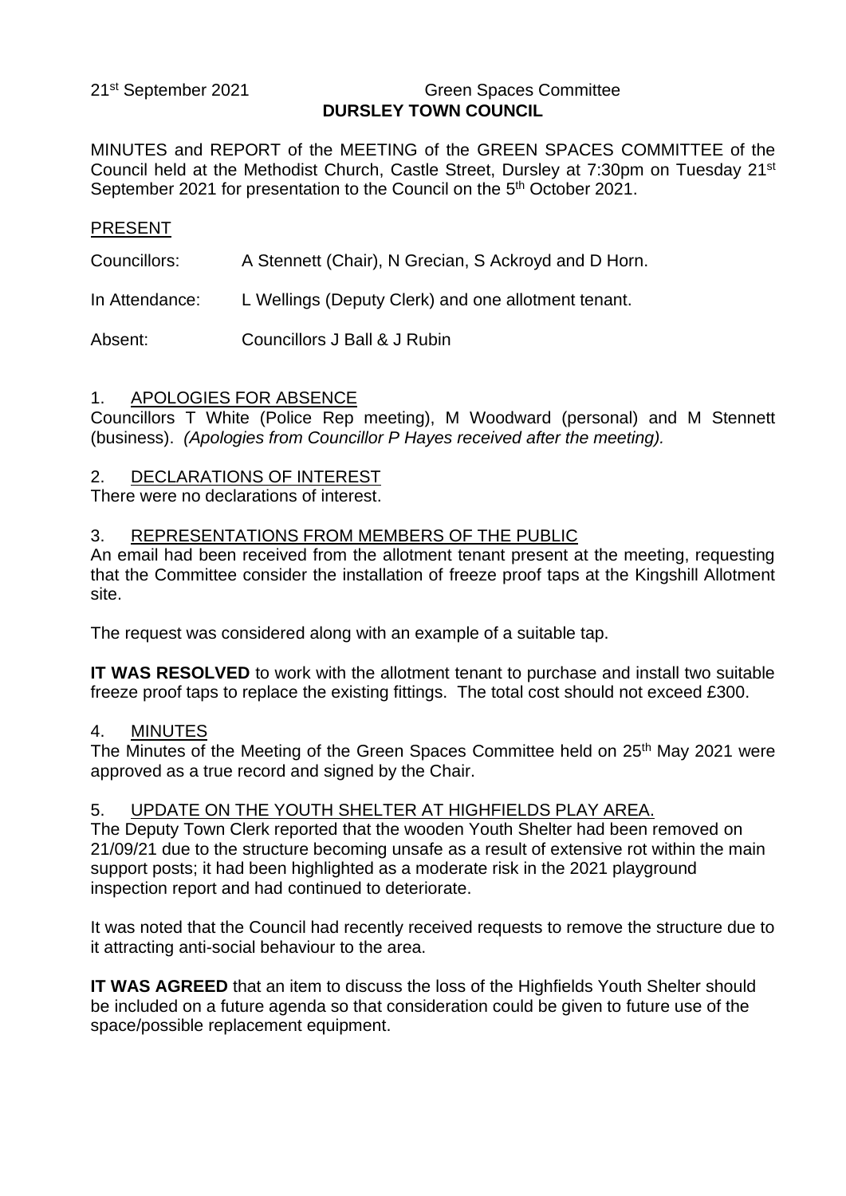21st September 2021 Green Spaces Committee

**DURSLEY TOWN COUNCIL**

MINUTES and REPORT of the MEETING of the GREEN SPACES COMMITTEE of the Council held at the Methodist Church, Castle Street, Dursley at 7:30pm on Tuesday 21st September 2021 for presentation to the Council on the 5th October 2021.

PRESENT

Councillors: A Stennett (Chair), N Grecian, S Ackroyd and D Horn.

In Attendance: L Wellings (Deputy Clerk) and one allotment tenant.

Absent: Councillors J Ball & J Rubin

1. APOLOGIES FOR ABSENCE

Councillors T White (Police Rep meeting), M Woodward (personal) and M Stennett (business). *(Apologies from Councillor P Hayes received after the meeting).*

2. DECLARATIONS OF INTEREST

There were no declarations of interest.

3. REPRESENTATIONS FROM MEMBERS OF THE PUBLIC

An email had been received from the allotment tenant present at the meeting, requesting that the Committee consider the installation of freeze proof taps at the Kingshill Allotment site.

The request was considered along with an example of a suitable tap.

**IT WAS RESOLVED** to work with the allotment tenant to purchase and install two suitable freeze proof taps to replace the existing fittings. The total cost should not exceed £300.

4. MINUTES

The Minutes of the Meeting of the Green Spaces Committee held on 25th May 2021 were approved as a true record and signed by the Chair.

5. UPDATE ON THE YOUTH SHELTER AT HIGHFIELDS PLAY AREA.

The Deputy Town Clerk reported that the wooden Youth Shelter had been removed on 21/09/21 due to the structure becoming unsafe as a result of extensive rot within the main support posts; it had been highlighted as a moderate risk in the 2021 playground inspection report and had continued to deteriorate.

It was noted that the Council had recently received requests to remove the structure due to it attracting anti-social behaviour to the area.

**IT WAS AGREED** that an item to discuss the loss of the Highfields Youth Shelter should be included on a future agenda so that consideration could be given to future use of the space/possible replacement equipment.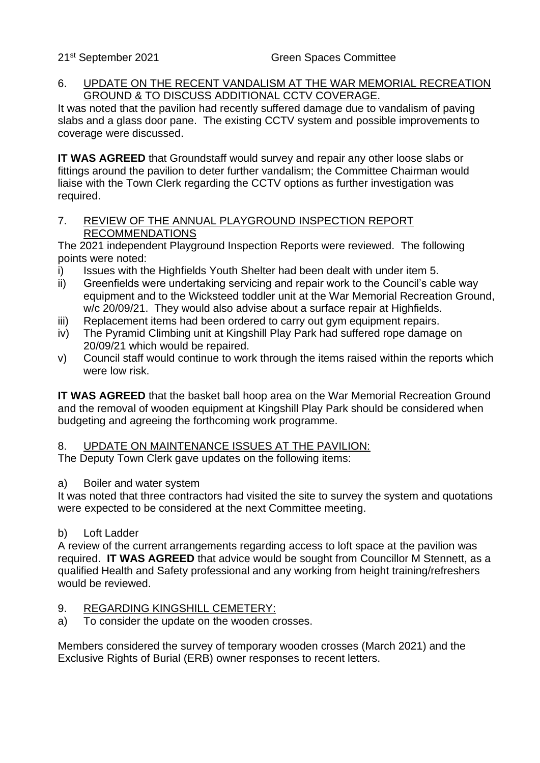6. UPDATE ON THE RECENT VANDALISM AT THE WAR MEMORIAL RECREATION GROUND & TO DISCUSS ADDITIONAL CCTV COVERAGE.

It was noted that the pavilion had recently suffered damage due to vandalism of paving slabs and a glass door pane. The existing CCTV system and possible improvements to coverage were discussed.

**IT WAS AGREED** that Groundstaff would survey and repair any other loose slabs or fittings around the pavilion to deter further vandalism; the Committee Chairman would liaise with the Town Clerk regarding the CCTV options as further investigation was required.

7. REVIEW OF THE ANNUAL PLAYGROUND INSPECTION REPORT RECOMMENDATIONS

The 2021 independent Playground Inspection Reports were reviewed. The following points were noted:

i) Issues with the Highfields Youth Shelter had been dealt with under item 5.
ii) Greenfields were undertaking servicing and repair work to the Council's cable way equipment and to the Wicksteed toddler unit at the War Memorial Recreation Ground, w/c 20/09/21. They would also advise about a surface repair at Highfields.
iii) Replacement items had been ordered to carry out gym equipment repairs.
iv) The Pyramid Climbing unit at Kingshill Play Park had suffered rope damage on 20/09/21 which would be repaired.
v) Council staff would continue to work through the items raised within the reports which were low risk.

**IT WAS AGREED** that the basket ball hoop area on the War Memorial Recreation Ground and the removal of wooden equipment at Kingshill Play Park should be considered when budgeting and agreeing the forthcoming work programme.

8. UPDATE ON MAINTENANCE ISSUES AT THE PAVILION:

The Deputy Town Clerk gave updates on the following items:

a) Boiler and water system

It was noted that three contractors had visited the site to survey the system and quotations were expected to be considered at the next Committee meeting.

b) Loft Ladder

A review of the current arrangements regarding access to loft space at the pavilion was required. **IT WAS AGREED** that advice would be sought from Councillor M Stennett, as a qualified Health and Safety professional and any working from height training/refreshers would be reviewed.

9. REGARDING KINGSHILL CEMETERY:

a) To consider the update on the wooden crosses.

Members considered the survey of temporary wooden crosses (March 2021) and the Exclusive Rights of Burial (ERB) owner responses to recent letters.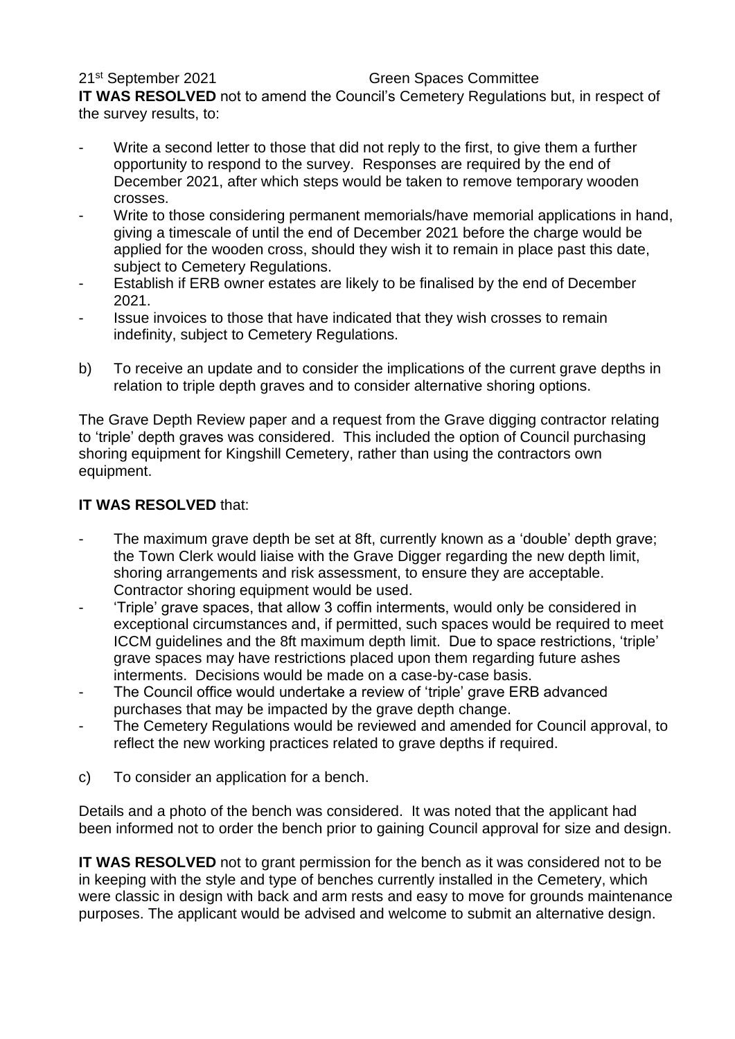**IT WAS RESOLVED** not to amend the Council's Cemetery Regulations but, in respect of the survey results, to:

- Write a second letter to those that did not reply to the first, to give them a further opportunity to respond to the survey. Responses are required by the end of December 2021, after which steps would be taken to remove temporary wooden crosses.
- Write to those considering permanent memorials/have memorial applications in hand, giving a timescale of until the end of December 2021 before the charge would be applied for the wooden cross, should they wish it to remain in place past this date, subject to Cemetery Regulations.
- Establish if ERB owner estates are likely to be finalised by the end of December 2021.
- Issue invoices to those that have indicated that they wish crosses to remain indefinity, subject to Cemetery Regulations.

b) To receive an update and to consider the implications of the current grave depths in relation to triple depth graves and to consider alternative shoring options.

The Grave Depth Review paper and a request from the Grave digging contractor relating to 'triple' depth graves was considered. This included the option of Council purchasing shoring equipment for Kingshill Cemetery, rather than using the contractors own equipment.

**IT WAS RESOLVED** that:

- The maximum grave depth be set at 8ft, currently known as a 'double' depth grave; the Town Clerk would liaise with the Grave Digger regarding the new depth limit, shoring arrangements and risk assessment, to ensure they are acceptable. Contractor shoring equipment would be used.
- 'Triple' grave spaces, that allow 3 coffin interments, would only be considered in exceptional circumstances and, if permitted, such spaces would be required to meet ICCM guidelines and the 8ft maximum depth limit. Due to space restrictions, 'triple' grave spaces may have restrictions placed upon them regarding future ashes interments. Decisions would be made on a case-by-case basis.
- The Council office would undertake a review of 'triple' grave ERB advanced purchases that may be impacted by the grave depth change.
- The Cemetery Regulations would be reviewed and amended for Council approval, to reflect the new working practices related to grave depths if required.

c) To consider an application for a bench.

Details and a photo of the bench was considered. It was noted that the applicant had been informed not to order the bench prior to gaining Council approval for size and design.

**IT WAS RESOLVED** not to grant permission for the bench as it was considered not to be in keeping with the style and type of benches currently installed in the Cemetery, which were classic in design with back and arm rests and easy to move for grounds maintenance purposes. The applicant would be advised and welcome to submit an alternative design.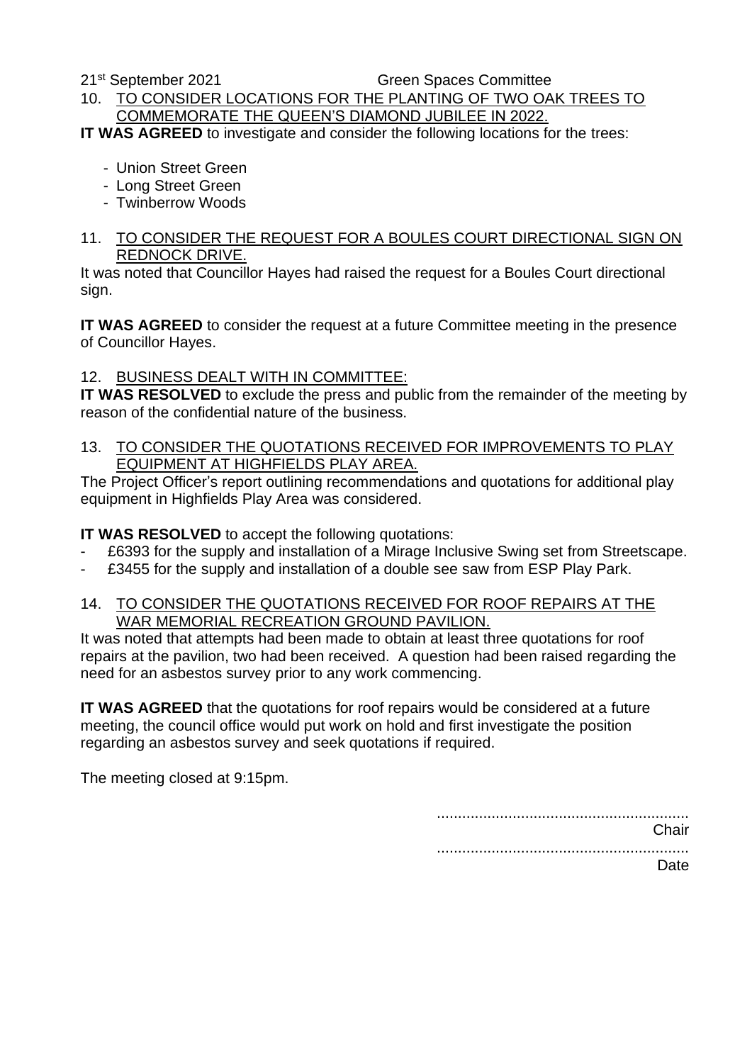21st September 2021 Green Spaces Committee

10. TO CONSIDER LOCATIONS FOR THE PLANTING OF TWO OAK TREES TO COMMEMORATE THE QUEEN'S DIAMOND JUBILEE IN 2022.

**IT WAS AGREED** to investigate and consider the following locations for the trees:

- Union Street Green
- Long Street Green
- Twinberrow Woods

11. TO CONSIDER THE REQUEST FOR A BOULES COURT DIRECTIONAL SIGN ON REDNOCK DRIVE.

It was noted that Councillor Hayes had raised the request for a Boules Court directional sign.

**IT WAS AGREED** to consider the request at a future Committee meeting in the presence of Councillor Hayes.

12. BUSINESS DEALT WITH IN COMMITTEE:

**IT WAS RESOLVED** to exclude the press and public from the remainder of the meeting by reason of the confidential nature of the business.

13. TO CONSIDER THE QUOTATIONS RECEIVED FOR IMPROVEMENTS TO PLAY EQUIPMENT AT HIGHFIELDS PLAY AREA.

The Project Officer's report outlining recommendations and quotations for additional play equipment in Highfields Play Area was considered.

**IT WAS RESOLVED** to accept the following quotations:

- £6393 for the supply and installation of a Mirage Inclusive Swing set from Streetscape.
- £3455 for the supply and installation of a double see saw from ESP Play Park.

14. TO CONSIDER THE QUOTATIONS RECEIVED FOR ROOF REPAIRS AT THE WAR MEMORIAL RECREATION GROUND PAVILION.

It was noted that attempts had been made to obtain at least three quotations for roof repairs at the pavilion, two had been received. A question had been raised regarding the need for an asbestos survey prior to any work commencing.

**IT WAS AGREED** that the quotations for roof repairs would be considered at a future meeting, the council office would put work on hold and first investigate the position regarding an asbestos survey and seek quotations if required.

The meeting closed at 9:15pm.

...........................................................
Chair

...........................................................
Date